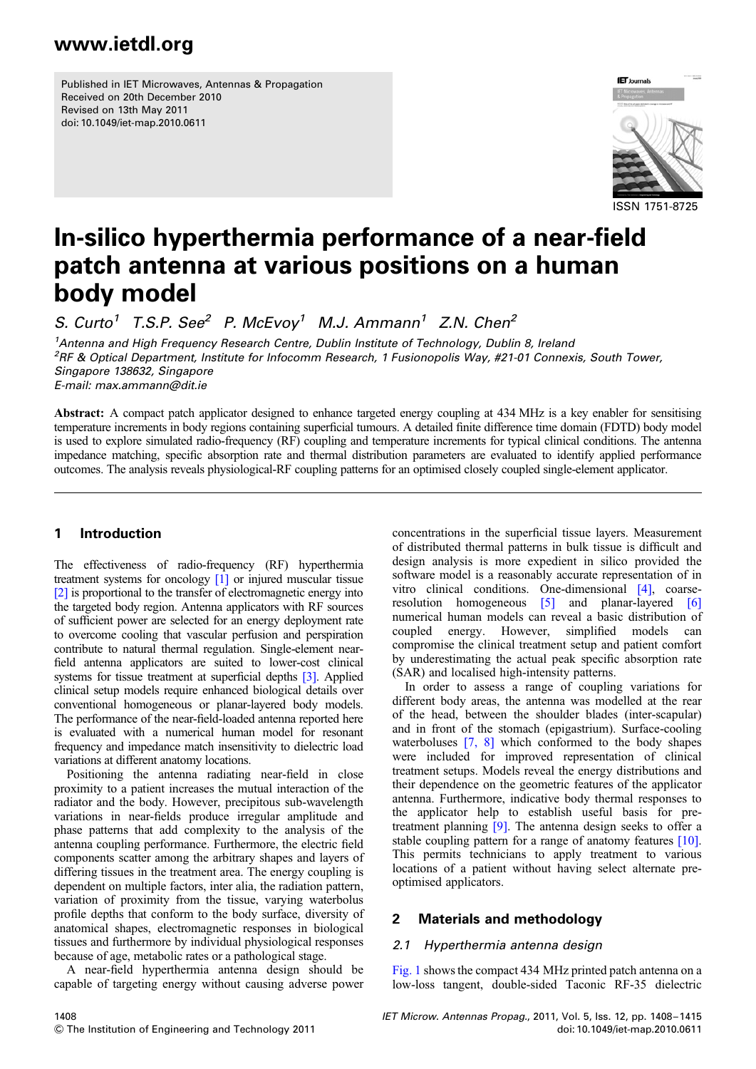www.ietdl.org

Published in IET Microwaves, Antennas & Propagation
Received on 20th December 2010
Revised on 13th May 2011
doi: 10.1049/iet-map.2010.0611

ISSN 1751-8725

# In-silico hyperthermia performance of a near-field patch antenna at various positions on a human body model

*S. Curto[1] T.S.P. See[2] P. McEvoy[1] M.J. Ammann[1] Z.N. Chen[2]*

[1]Antenna and High Frequency Research Centre, Dublin Institute of Technology, Dublin 8, Ireland
[2]RF & Optical Department, Institute for Infocomm Research, 1 Fusionopolis Way, #21-01 Connexis, South Tower, Singapore 138632, Singapore
E-mail: max.ammann@dit.ie

**Abstract:** A compact patch applicator designed to enhance targeted energy coupling at 434 MHz is a key enabler for sensitising temperature increments in body regions containing superficial tumours. A detailed finite difference time domain (FDTD) body model is used to explore simulated radio-frequency (RF) coupling and temperature increments for typical clinical conditions. The antenna impedance matching, specific absorption rate and thermal distribution parameters are evaluated to identify applied performance outcomes. The analysis reveals physiological-RF coupling patterns for an optimised closely coupled single-element applicator.

## 1 Introduction

The effectiveness of radio-frequency (RF) hyperthermia treatment systems for oncology [1] or injured muscular tissue [2] is proportional to the transfer of electromagnetic energy into the targeted body region. Antenna applicators with RF sources of sufficient power are selected for an energy deployment rate to overcome cooling that vascular perfusion and perspiration contribute to natural thermal regulation. Single-element near-field antenna applicators are suited to lower-cost clinical systems for tissue treatment at superficial depths [3]. Applied clinical setup models require enhanced biological details over conventional homogeneous or planar-layered body models. The performance of the near-field-loaded antenna reported here is evaluated with a numerical human model for resonant frequency and impedance match insensitivity to dielectric load variations at different anatomy locations.

Positioning the antenna radiating near-field in close proximity to a patient increases the mutual interaction of the radiator and the body. However, precipitous sub-wavelength variations in near-fields produce irregular amplitude and phase patterns that add complexity to the analysis of the antenna coupling performance. Furthermore, the electric field components scatter among the arbitrary shapes and layers of differing tissues in the treatment area. The energy coupling is dependent on multiple factors, inter alia, the radiation pattern, variation of proximity from the tissue, varying waterbolus profile depths that conform to the body surface, diversity of anatomical shapes, electromagnetic responses in biological tissues and furthermore by individual physiological responses because of age, metabolic rates or a pathological stage.

A near-field hyperthermia antenna design should be capable of targeting energy without causing adverse power concentrations in the superficial tissue layers. Measurement of distributed thermal patterns in bulk tissue is difficult and design analysis is more expedient in silico provided the software model is a reasonably accurate representation of in vitro clinical conditions. One-dimensional [4], coarse-resolution homogeneous [5] and planar-layered [6] numerical human models can reveal a basic distribution of coupled energy. However, simplified models can compromise the clinical treatment setup and patient comfort by underestimating the actual peak specific absorption rate (SAR) and localised high-intensity patterns.

In order to assess a range of coupling variations for different body areas, the antenna was modelled at the rear of the head, between the shoulder blades (inter-scapular) and in front of the stomach (epigastrium). Surface-cooling waterboluses [7, 8] which conformed to the body shapes were included for improved representation of clinical treatment setups. Models reveal the energy distributions and their dependence on the geometric features of the applicator antenna. Furthermore, indicative body thermal responses to the applicator help to establish useful basis for pre-treatment planning [9]. The antenna design seeks to offer a stable coupling pattern for a range of anatomy features [10]. This permits technicians to apply treatment to various locations of a patient without having select alternate pre-optimised applicators.

## 2 Materials and methodology

### 2.1 Hyperthermia antenna design

Fig. 1 shows the compact 434 MHz printed patch antenna on a low-loss tangent, double-sided Taconic RF-35 dielectric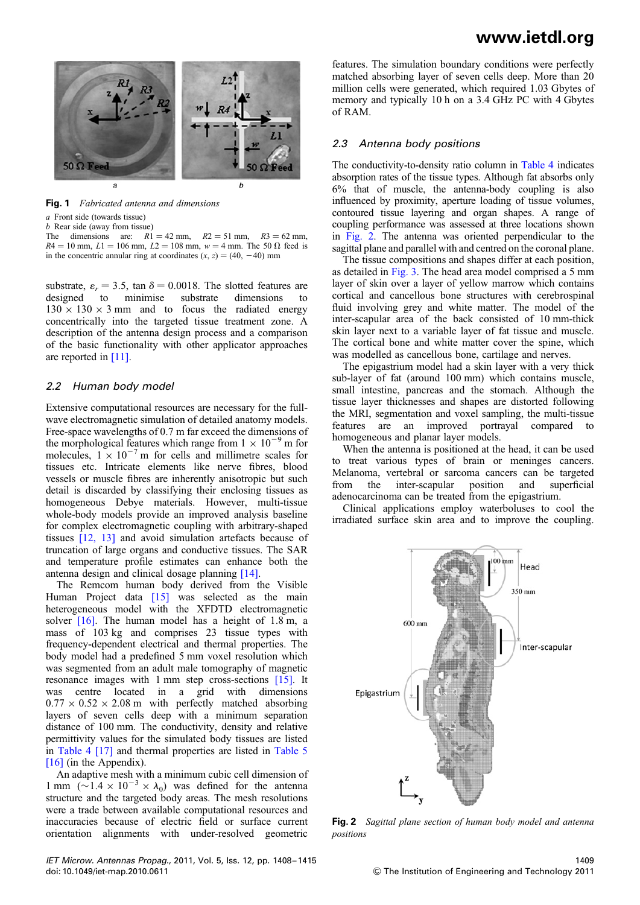**Fig. 1** *Fabricated antenna and dimensions*

*a* Front side (towards tissue)
*b* Rear side (away from tissue)
The dimensions are: $R1 = 42$ mm, $R2 = 51$ mm, $R3 = 62$ mm, $R4 = 10$ mm, $L1 = 106$ mm, $L2 = 108$ mm, $w = 4$ mm. The 50 Ω feed is in the concentric annular ring at coordinates $(x, z) = (40, -40)$ mm

substrate, $\varepsilon_r = 3.5$, $\tan\delta = 0.0018$. The slotted features are designed to minimise substrate dimensions to $130 \times 130 \times 3$ mm and to focus the radiated energy concentrically into the targeted tissue treatment zone. A description of the antenna design process and a comparison of the basic functionality with other applicator approaches are reported in [11].

### 2.2 Human body model

Extensive computational resources are necessary for the full-wave electromagnetic simulation of detailed anatomy models. Free-space wavelengths of 0.7 m far exceed the dimensions of the morphological features which range from $1 \times 10^{-9}$ m for molecules, $1 \times 10^{-7}$ m for cells and millimetre scales for tissues etc. Intricate elements like nerve fibres, blood vessels or muscle fibres are inherently anisotropic but such detail is discarded by classifying their enclosing tissues as homogeneous Debye materials. However, multi-tissue whole-body models provide an improved analysis baseline for complex electromagnetic coupling with arbitrary-shaped tissues [12, 13] and avoid simulation artefacts because of truncation of large organs and conductive tissues. The SAR and temperature profile estimates can enhance both the antenna design and clinical dosage planning [14].

The Remcom human body derived from the Visible Human Project data [15] was selected as the main heterogeneous model with the XFDTD electromagnetic solver [16]. The human model has a height of 1.8 m, a mass of 103 kg and comprises 23 tissue types with frequency-dependent electrical and thermal properties. The body model had a predefined 5 mm voxel resolution which was segmented from an adult male tomography of magnetic resonance images with 1 mm step cross-sections [15]. It was centre located in a grid with dimensions $0.77 \times 0.52 \times 2.08$ m with perfectly matched absorbing layers of seven cells deep with a minimum separation distance of 100 mm. The conductivity, density and relative permittivity values for the simulated body tissues are listed in Table 4 [17] and thermal properties are listed in Table 5 [16] (in the Appendix).

An adaptive mesh with a minimum cubic cell dimension of 1 mm ($\sim 1.4 \times 10^{-3} \times \lambda_0$) was defined for the antenna structure and the targeted body areas. The mesh resolutions were a trade between available computational resources and inaccuracies because of electric field or surface current orientation alignments with under-resolved geometric features. The simulation boundary conditions were perfectly matched absorbing layer of seven cells deep. More than 20 million cells were generated, which required 1.03 Gbytes of memory and typically 10 h on a 3.4 GHz PC with 4 Gbytes of RAM.

### 2.3 Antenna body positions

The conductivity-to-density ratio column in Table 4 indicates absorption rates of the tissue types. Although fat absorbs only 6% that of muscle, the antenna-body coupling is also influenced by proximity, aperture loading of tissue volumes, contoured tissue layering and organ shapes. A range of coupling performance was assessed at three locations shown in Fig. 2. The antenna was oriented perpendicular to the sagittal plane and parallel with and centred on the coronal plane.

The tissue compositions and shapes differ at each position, as detailed in Fig. 3. The head area model comprised a 5 mm layer of skin over a layer of yellow marrow which contains cortical and cancellous bone structures with cerebrospinal fluid involving grey and white matter. The model of the inter-scapular area of the back consisted of 10 mm-thick skin layer next to a variable layer of fat tissue and muscle. The cortical bone and white matter cover the spine, which was modelled as cancellous bone, cartilage and nerves.

The epigastrium model had a skin layer with a very thick sub-layer of fat (around 100 mm) which contains muscle, small intestine, pancreas and the stomach. Although the tissue layer thicknesses and shapes are distorted following the MRI, segmentation and voxel sampling, the multi-tissue features are an improved portrayal compared to homogeneous and planar layer models.

When the antenna is positioned at the head, it can be used to treat various types of brain or meninges cancers. Melanoma, vertebral or sarcoma cancers can be targeted from the inter-scapular position and superficial adenocarcinoma can be treated from the epigastrium.

Clinical applications employ waterboluses to cool the irradiated surface skin area and to improve the coupling.

**Fig. 2** *Sagittal plane section of human body model and antenna positions*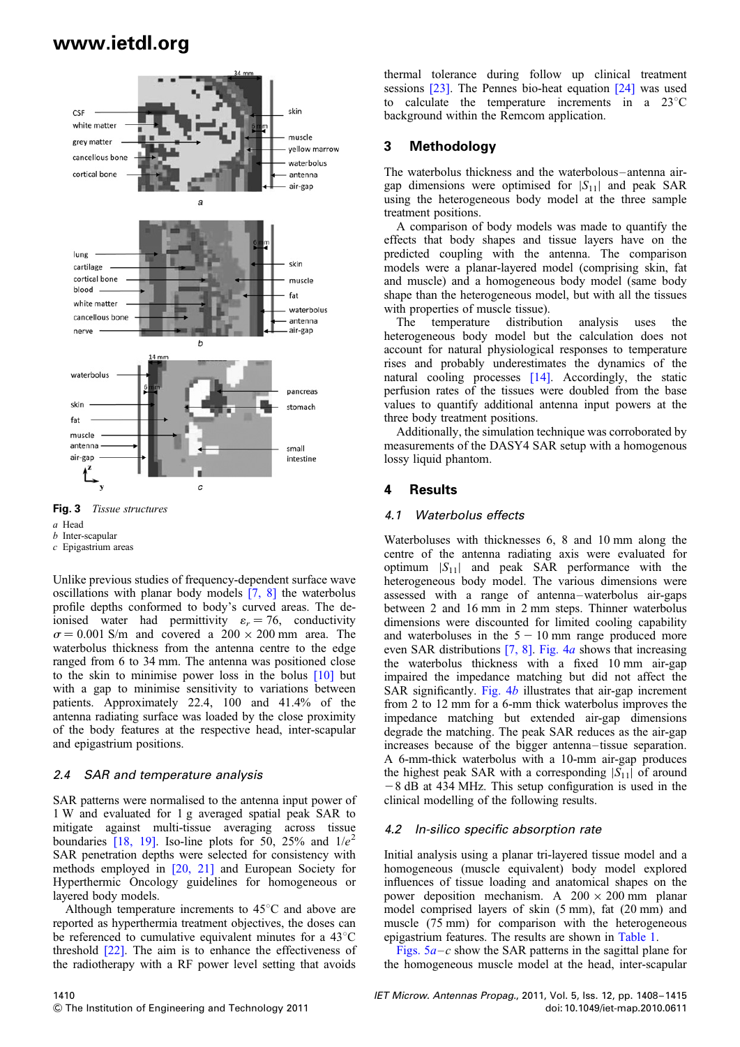Fig. 3 *Tissue structures*

*a* Head
*b* Inter-scapular
*c* Epigastrium areas

Unlike previous studies of frequency-dependent surface wave oscillations with planar body models [7, 8] the waterbolus profile depths conformed to body's curved areas. The deionised water had permittivity $\varepsilon_r = 76$, conductivity $\sigma = 0.001$ S/m and covered a $200 \times 200$ mm area. The waterbolus thickness from the antenna centre to the edge ranged from 6 to 34 mm. The antenna was positioned close to the skin to minimise power loss in the bolus [10] but with a gap to minimise sensitivity to variations between patients. Approximately 22.4, 100 and 41.4% of the antenna radiating surface was loaded by the close proximity of the body features at the respective head, inter-scapular and epigastrium positions.

### 2.4 SAR and temperature analysis

SAR patterns were normalised to the antenna input power of 1 W and evaluated for 1 g averaged spatial peak SAR to mitigate against multi-tissue averaging across tissue boundaries [18, 19]. Iso-line plots for 50, 25% and $1/e^2$ SAR penetration depths were selected for consistency with methods employed in [20, 21] and European Society for Hyperthermic Oncology guidelines for homogeneous or layered body models.

Although temperature increments to 45°C and above are reported as hyperthermia treatment objectives, the doses can be referenced to cumulative equivalent minutes for a 43°C threshold [22]. The aim is to enhance the effectiveness of the radiotherapy with a RF power level setting that avoids thermal tolerance during follow up clinical treatment sessions [23]. The Pennes bio-heat equation [24] was used to calculate the temperature increments in a 23°C background within the Remcom application.

## 3 Methodology

The waterbolus thickness and the waterbolous–antenna air-gap dimensions were optimised for $|S_{11}|$ and peak SAR using the heterogeneous body model at the three sample treatment positions.

A comparison of body models was made to quantify the effects that body shapes and tissue layers have on the predicted coupling with the antenna. The comparison models were a planar-layered model (comprising skin, fat and muscle) and a homogeneous body model (same body shape than the heterogeneous model, but with all the tissues with properties of muscle tissue).

The temperature distribution analysis uses the heterogeneous body model but the calculation does not account for natural physiological responses to temperature rises and probably underestimates the dynamics of the natural cooling processes [14]. Accordingly, the static perfusion rates of the tissues were doubled from the base values to quantify additional antenna input powers at the three body treatment positions.

Additionally, the simulation technique was corroborated by measurements of the DASY4 SAR setup with a homogenous lossy liquid phantom.

## 4 Results

### 4.1 Waterbolus effects

Waterboluses with thicknesses 6, 8 and 10 mm along the centre of the antenna radiating axis were evaluated for optimum $|S_{11}|$ and peak SAR performance with the heterogeneous body model. The various dimensions were assessed with a range of antenna–waterbolus air-gaps between 2 and 16 mm in 2 mm steps. Thinner waterbolus dimensions were discounted for limited cooling capability and waterboluses in the $5-10$ mm range produced more even SAR distributions [7, 8]. Fig. 4*a* shows that increasing the waterbolus thickness with a fixed 10 mm air-gap impaired the impedance matching but did not affect the SAR significantly. Fig. 4*b* illustrates that air-gap increment from 2 to 12 mm for a 6-mm thick waterbolus improves the impedance matching but extended air-gap dimensions degrade the matching. The peak SAR reduces as the air-gap increases because of the bigger antenna–tissue separation. A 6-mm-thick waterbolus with a 10-mm air-gap produces the highest peak SAR with a corresponding $|S_{11}|$ of around $-8$ dB at 434 MHz. This setup configuration is used in the clinical modelling of the following results.

### 4.2 In-silico specific absorption rate

Initial analysis using a planar tri-layered tissue model and a homogeneous (muscle equivalent) body model explored influences of tissue loading and anatomical shapes on the power deposition mechanism. A $200 \times 200$ mm planar model comprised layers of skin (5 mm), fat (20 mm) and muscle (75 mm) for comparison with the heterogeneous epigastrium features. The results are shown in Table 1.

Figs. 5*a*–*c* show the SAR patterns in the sagittal plane for the homogeneous muscle model at the head, inter-scapular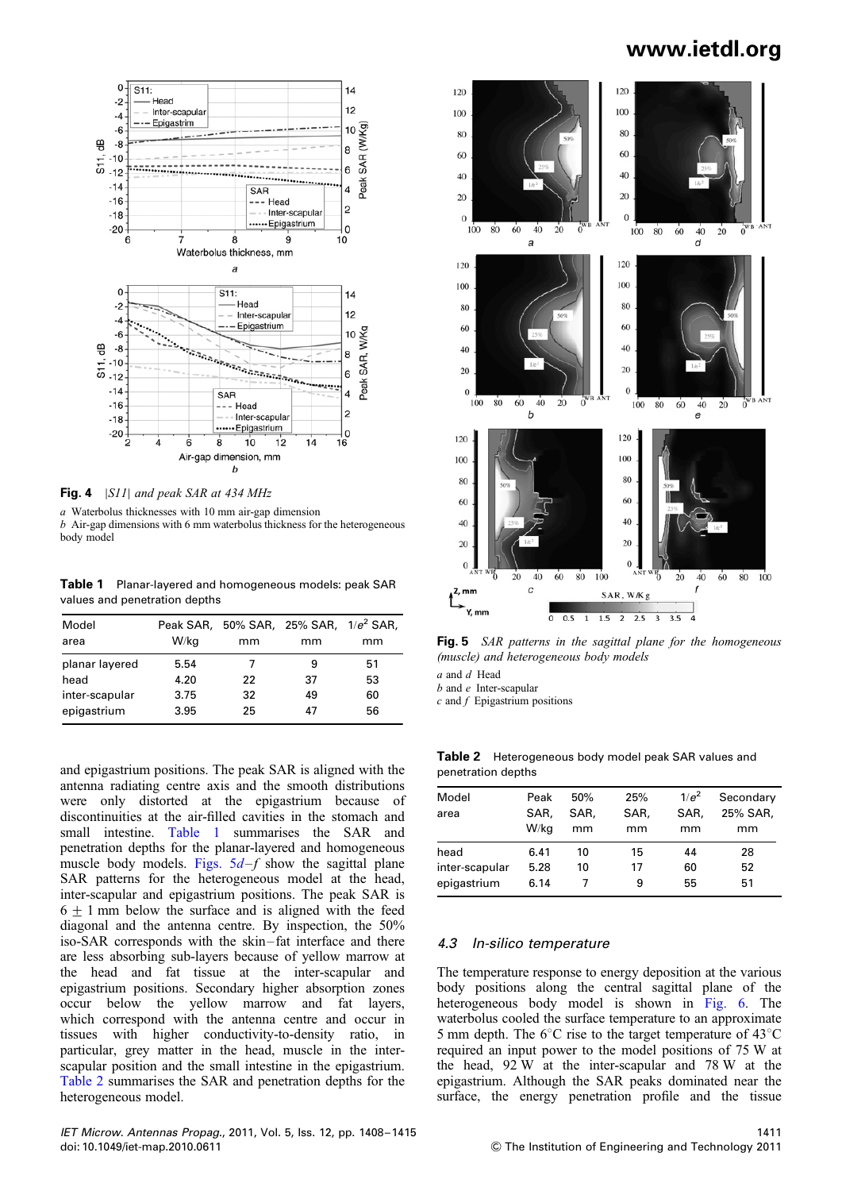**Fig. 4** |S11| and peak SAR at 434 MHz

*a* Waterbolus thicknesses with 10 mm air-gap dimension
*b* Air-gap dimensions with 6 mm waterbolus thickness for the heterogeneous body model

**Table 1** Planar-layered and homogeneous models: peak SAR values and penetration depths

| Model area | Peak SAR, W/kg | 50% SAR, mm | 25% SAR, mm | $1/e^2$ SAR, mm |
|---|---|---|---|---|
| planar layered | 5.54 | 7 | 9 | 51 |
| head | 4.20 | 22 | 37 | 53 |
| inter-scapular | 3.75 | 32 | 49 | 60 |
| epigastrium | 3.95 | 25 | 47 | 56 |

and epigastrium positions. The peak SAR is aligned with the antenna radiating centre axis and the smooth distributions were only distorted at the epigastrium because of discontinuities at the air-filled cavities in the stomach and small intestine. Table 1 summarises the SAR and penetration depths for the planar-layered and homogeneous muscle body models. Figs. 5*d*–*f* show the sagittal plane SAR patterns for the heterogeneous model at the head, inter-scapular and epigastrium positions. The peak SAR is $6 \pm 1$ mm below the surface and is aligned with the feed diagonal and the antenna centre. By inspection, the 50% iso-SAR corresponds with the skin–fat interface and there are less absorbing sub-layers because of yellow marrow at the head and fat tissue at the inter-scapular and epigastrium positions. Secondary higher absorption zones occur below the yellow marrow and fat layers, which correspond with the antenna centre and occur in tissues with higher conductivity-to-density ratio, in particular, grey matter in the head, muscle in the inter-scapular position and the small intestine in the epigastrium. Table 2 summarises the SAR and penetration depths for the heterogeneous model.

**Fig. 5** *SAR patterns in the sagittal plane for the homogeneous (muscle) and heterogeneous body models*

*a* and *d* Head
*b* and *e* Inter-scapular
*c* and *f* Epigastrium positions

**Table 2** Heterogeneous body model peak SAR values and penetration depths

| Model area | Peak SAR, W/kg | 50% SAR, mm | 25% SAR, mm | $1/e^2$ SAR, mm | Secondary 25% SAR, mm |
|---|---|---|---|---|---|
| head | 6.41 | 10 | 15 | 44 | 28 |
| inter-scapular | 5.28 | 10 | 17 | 60 | 52 |
| epigastrium | 6.14 | 7 | 9 | 55 | 51 |

### 4.3 In-silico temperature

The temperature response to energy deposition at the various body positions along the central sagittal plane of the heterogeneous body model is shown in Fig. 6. The waterbolus cooled the surface temperature to an approximate 5 mm depth. The 6°C rise to the target temperature of 43°C required an input power to the model positions of 75 W at the head, 92 W at the inter-scapular and 78 W at the epigastrium. Although the SAR peaks dominated near the surface, the energy penetration profile and the tissue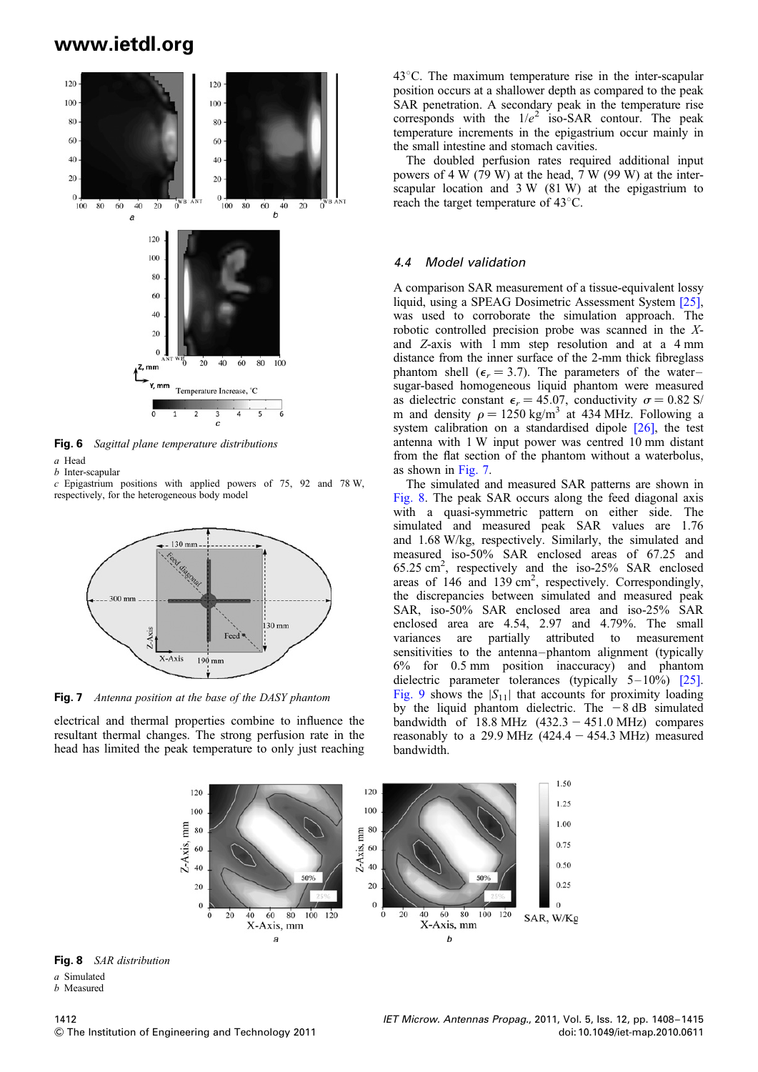**Fig. 6** *Sagittal plane temperature distributions*

*a* Head

*b* Inter-scapular

*c* Epigastrium positions with applied powers of 75, 92 and 78 W, respectively, for the heterogeneous body model

**Fig. 7** *Antenna position at the base of the DASY phantom*

electrical and thermal properties combine to influence the resultant thermal changes. The strong perfusion rate in the head has limited the peak temperature to only just reaching 43°C. The maximum temperature rise in the inter-scapular position occurs at a shallower depth as compared to the peak SAR penetration. A secondary peak in the temperature rise corresponds with the $1/e^2$ iso-SAR contour. The peak temperature increments in the epigastrium occur mainly in the small intestine and stomach cavities.

The doubled perfusion rates required additional input powers of 4 W (79 W) at the head, 7 W (99 W) at the inter-scapular location and 3 W (81 W) at the epigastrium to reach the target temperature of 43°C.

### 4.4 Model validation

A comparison SAR measurement of a tissue-equivalent lossy liquid, using a SPEAG Dosimetric Assessment System [25], was used to corroborate the simulation approach. The robotic controlled precision probe was scanned in the *X*- and *Z*-axis with 1 mm step resolution and at a 4 mm distance from the inner surface of the 2-mm thick fibreglass phantom shell ($\epsilon_r = 3.7$). The parameters of the water–sugar-based homogeneous liquid phantom were measured as dielectric constant $\epsilon_r = 45.07$, conductivity $\sigma = 0.82$ S/m and density $\rho = 1250$ kg/m$^3$ at 434 MHz. Following a system calibration on a standardised dipole [26], the test antenna with 1 W input power was centred 10 mm distant from the flat section of the phantom without a waterbolus, as shown in Fig. 7.

The simulated and measured SAR patterns are shown in Fig. 8. The peak SAR occurs along the feed diagonal axis with a quasi-symmetric pattern on either side. The simulated and measured peak SAR values are 1.76 and 1.68 W/kg, respectively. Similarly, the simulated and measured iso-50% SAR enclosed areas of 67.25 and 65.25 cm$^2$, respectively and the iso-25% SAR enclosed areas of 146 and 139 cm$^2$, respectively. Correspondingly, the discrepancies between simulated and measured peak SAR, iso-50% SAR enclosed area and iso-25% SAR enclosed area are 4.54, 2.97 and 4.79%. The small variances are partially attributed to measurement sensitivities to the antenna–phantom alignment (typically 6% for 0.5 mm position inaccuracy) and phantom dielectric parameter tolerances (typically 5–10%) [25]. Fig. 9 shows the $|S_{11}|$ that accounts for proximity loading by the liquid phantom dielectric. The −8 dB simulated bandwidth of 18.8 MHz (432.3 − 451.0 MHz) compares reasonably to a 29.9 MHz (424.4 − 454.3 MHz) measured bandwidth.

**Fig. 8** *SAR distribution*

*a* Simulated

*b* Measured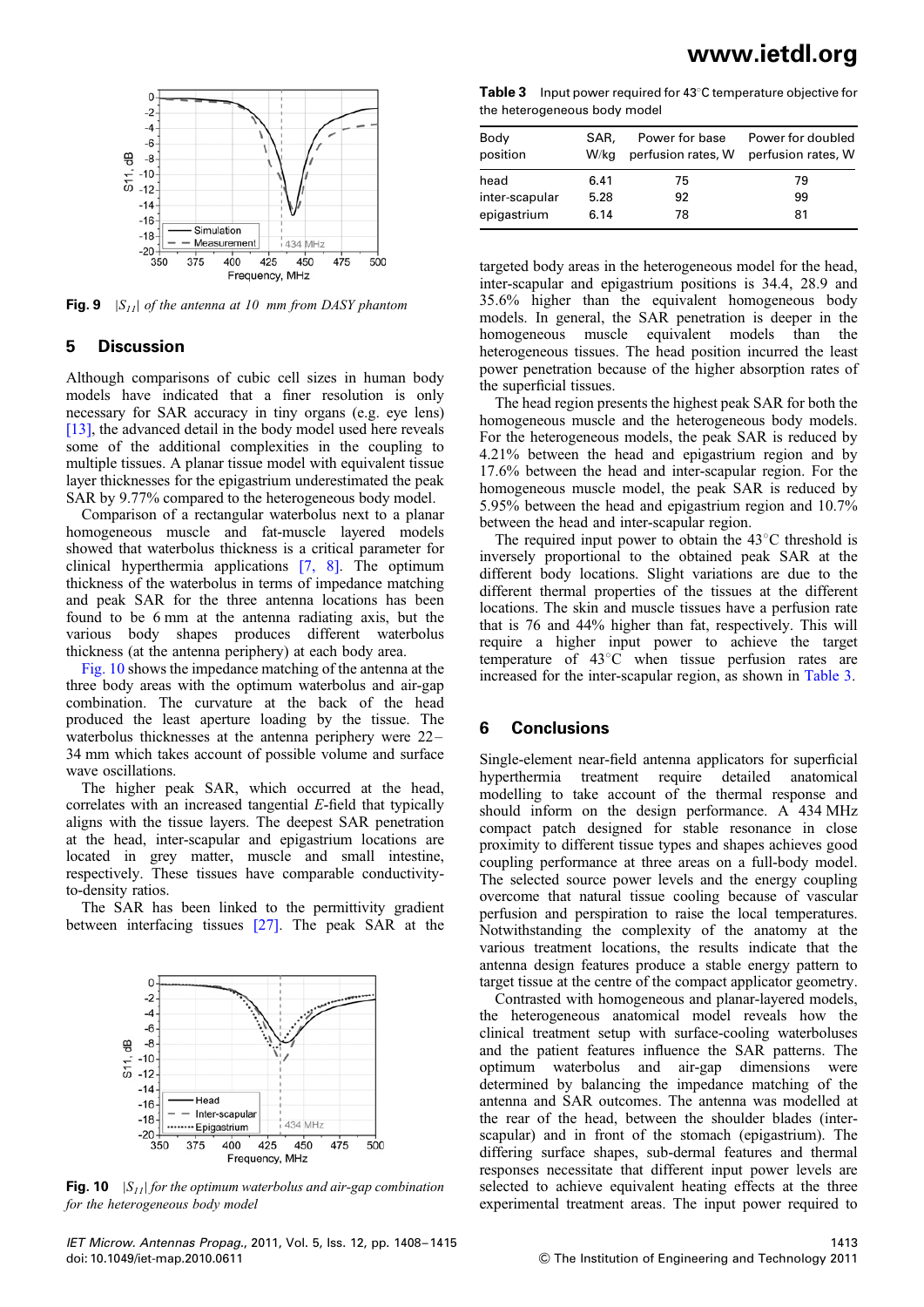**Fig. 9** $|S_{11}|$ *of the antenna at 10 mm from DASY phantom*

## 5 Discussion

Although comparisons of cubic cell sizes in human body models have indicated that a finer resolution is only necessary for SAR accuracy in tiny organs (e.g. eye lens) [13], the advanced detail in the body model used here reveals some of the additional complexities in the coupling to multiple tissues. A planar tissue model with equivalent tissue layer thicknesses for the epigastrium underestimated the peak SAR by 9.77% compared to the heterogeneous body model.

Comparison of a rectangular waterbolus next to a planar homogeneous muscle and fat-muscle layered models showed that waterbolus thickness is a critical parameter for clinical hyperthermia applications [7, 8]. The optimum thickness of the waterbolus in terms of impedance matching and peak SAR for the three antenna locations has been found to be 6 mm at the antenna radiating axis, but the various body shapes produces different waterbolus thickness (at the antenna periphery) at each body area.

Fig. 10 shows the impedance matching of the antenna at the three body areas with the optimum waterbolus and air-gap combination. The curvature at the back of the head produced the least aperture loading by the tissue. The waterbolus thicknesses at the antenna periphery were 22–34 mm which takes account of possible volume and surface wave oscillations.

The higher peak SAR, which occurred at the head, correlates with an increased tangential *E*-field that typically aligns with the tissue layers. The deepest SAR penetration at the head, inter-scapular and epigastrium locations are located in grey matter, muscle and small intestine, respectively. These tissues have comparable conductivity-to-density ratios.

The SAR has been linked to the permittivity gradient between interfacing tissues [27]. The peak SAR at the

**Fig. 10** $|S_{11}|$ *for the optimum waterbolus and air-gap combination for the heterogeneous body model*

**Table 3** Input power required for 43°C temperature objective for the heterogeneous body model

| Body position | SAR, W/kg | Power for base perfusion rates, W | Power for doubled perfusion rates, W |
|---|---|---|---|
| head | 6.41 | 75 | 79 |
| inter-scapular | 5.28 | 92 | 99 |
| epigastrium | 6.14 | 78 | 81 |

targeted body areas in the heterogeneous model for the head, inter-scapular and epigastrium positions is 34.4, 28.9 and 35.6% higher than the equivalent homogeneous body models. In general, the SAR penetration is deeper in the homogeneous muscle equivalent models than the heterogeneous tissues. The head position incurred the least power penetration because of the higher absorption rates of the superficial tissues.

The head region presents the highest peak SAR for both the homogeneous muscle and the heterogeneous body models. For the heterogeneous models, the peak SAR is reduced by 4.21% between the head and epigastrium region and by 17.6% between the head and inter-scapular region. For the homogeneous muscle model, the peak SAR is reduced by 5.95% between the head and epigastrium region and 10.7% between the head and inter-scapular region.

The required input power to obtain the 43°C threshold is inversely proportional to the obtained peak SAR at the different body locations. Slight variations are due to the different thermal properties of the tissues at the different locations. The skin and muscle tissues have a perfusion rate that is 76 and 44% higher than fat, respectively. This will require a higher input power to achieve the target temperature of 43°C when tissue perfusion rates are increased for the inter-scapular region, as shown in Table 3.

## 6 Conclusions

Single-element near-field antenna applicators for superficial hyperthermia treatment require detailed anatomical modelling to take account of the thermal response and should inform on the design performance. A 434 MHz compact patch designed for stable resonance in close proximity to different tissue types and shapes achieves good coupling performance at three areas on a full-body model. The selected source power levels and the energy coupling overcome that natural tissue cooling because of vascular perfusion and perspiration to raise the local temperatures. Notwithstanding the complexity of the anatomy of the various treatment locations, the results indicate that the antenna design features produce a stable energy pattern to target tissue at the centre of the compact applicator geometry.

Contrasted with homogeneous and planar-layered models, the heterogeneous anatomical model reveals how the clinical treatment setup with surface-cooling waterboluses and the patient features influence the SAR patterns. The optimum waterbolus and air-gap dimensions were determined by balancing the impedance matching of the antenna and SAR outcomes. The antenna was modelled at the rear of the head, between the shoulder blades (inter-scapular) and in front of the stomach (epigastrium). The differing surface shapes, sub-dermal features and thermal responses necessitate that different input power levels are selected to achieve equivalent heating effects at the three experimental treatment areas. The input power required to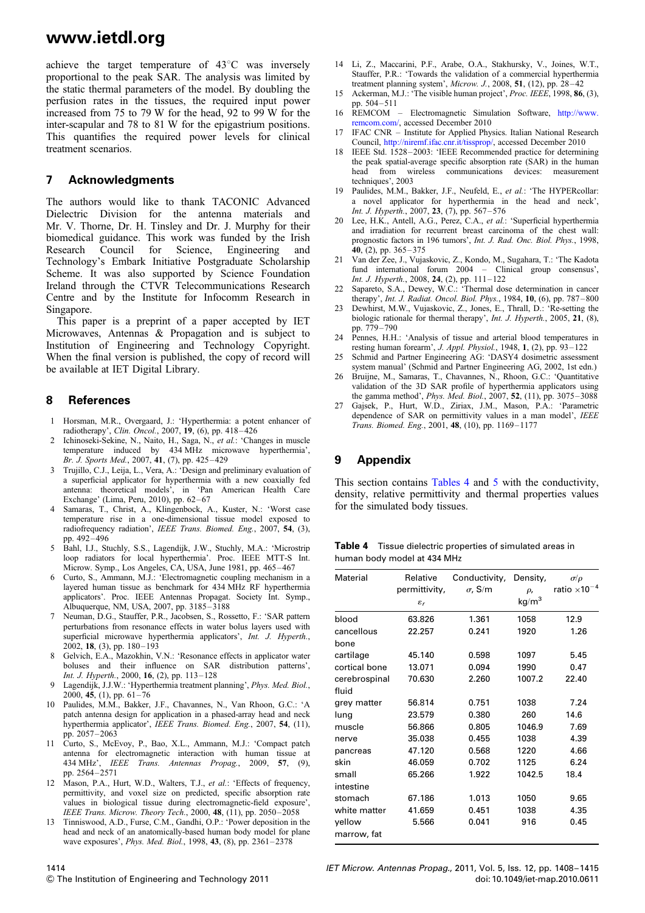achieve the target temperature of 43°C was inversely proportional to the peak SAR. The analysis was limited by the static thermal parameters of the model. By doubling the perfusion rates in the tissues, the required input power increased from 75 to 79 W for the head, 92 to 99 W for the inter-scapular and 78 to 81 W for the epigastrium positions. This quantifies the required power levels for clinical treatment scenarios.

## 7 Acknowledgments

The authors would like to thank TACONIC Advanced Dielectric Division for the antenna materials and Mr. V. Thorne, Dr. H. Tinsley and Dr. J. Murphy for their biomedical guidance. This work was funded by the Irish Research Council for Science, Engineering and Technology's Embark Initiative Postgraduate Scholarship Scheme. It was also supported by Science Foundation Ireland through the CTVR Telecommunications Research Centre and by the Institute for Infocomm Research in Singapore.

This paper is a preprint of a paper accepted by IET Microwaves, Antennas & Propagation and is subject to Institution of Engineering and Technology Copyright. When the final version is published, the copy of record will be available at IET Digital Library.

## 8 References

1 Horsman, M.R., Overgaard, J.: 'Hyperthermia: a potent enhancer of radiotherapy', *Clin. Oncol.*, 2007, **19**, (6), pp. 418–426
2 Ichinoseki-Sekine, N., Naito, H., Saga, N., *et al.*: 'Changes in muscle temperature induced by 434 MHz microwave hyperthermia', *Br. J. Sports Med.*, 2007, **41**, (7), pp. 425–429
3 Trujillo, C.J., Leija, L., Vera, A.: 'Design and preliminary evaluation of a superficial applicator for hyperthermia with a new coaxially fed antenna: theoretical models', in 'Pan American Health Care Exchange' (Lima, Peru, 2010), pp. 62–67
4 Samaras, T., Christ, A., Klingenbock, A., Kuster, N.: 'Worst case temperature rise in a one-dimensional tissue model exposed to radiofrequency radiation', *IEEE Trans. Biomed. Eng.*, 2007, **54**, (3), pp. 492–496
5 Bahl, I.J., Stuchly, S.S., Lagendijk, J.W., Stuchly, M.A.: 'Microstrip loop radiators for local hyperthermia'. Proc. IEEE MTT-S Int. Microw. Symp., Los Angeles, CA, USA, June 1981, pp. 465–467
6 Curto, S., Ammann, M.J.: 'Electromagnetic coupling mechanism in a layered human tissue as benchmark for 434 MHz RF hyperthermia applicators'. Proc. IEEE Antennas Propagat. Society Int. Symp., Albuquerque, NM, USA, 2007, pp. 3185–3188
7 Neuman, D.G., Stauffer, P.R., Jacobsen, S., Rossetto, F.: 'SAR pattern perturbations from resonance effects in water bolus layers used with superficial microwave hyperthermia applicators', *Int. J. Hyperth.*, 2002, **18**, (3), pp. 180–193
8 Gelvich, E.A., Mazokhin, V.N.: 'Resonance effects in applicator water boluses and their influence on SAR distribution patterns', *Int. J. Hyperth.*, 2000, **16**, (2), pp. 113–128
9 Lagendijk, J.J.W.: 'Hyperthermia treatment planning', *Phys. Med. Biol.*, 2000, **45**, (1), pp. 61–76
10 Paulides, M.M., Bakker, J.F., Chavannes, N., Van Rhoon, G.C.: 'A patch antenna design for application in a phased-array head and neck hyperthermia applicator', *IEEE Trans. Biomed. Eng.*, 2007, **54**, (11), pp. 2057–2063
11 Curto, S., McEvoy, P., Bao, X.L., Ammann, M.J.: 'Compact patch antenna for electromagnetic interaction with human tissue at 434 MHz', *IEEE Trans. Antennas Propag.*, 2009, **57**, (9), pp. 2564–2571
12 Mason, P.A., Hurt, W.D., Walters, T.J., *et al.*: 'Effects of frequency, permittivity, and voxel size on predicted, specific absorption rate values in biological tissue during electromagnetic-field exposure', *IEEE Trans. Microw. Theory Tech.*, 2000, **48**, (11), pp. 2050–2058
13 Tinniswood, A.D., Furse, C.M., Gandhi, O.P.: 'Power deposition in the head and neck of an anatomically-based human body model for plane wave exposures', *Phys. Med. Biol.*, 1998, **43**, (8), pp. 2361–2378
14 Li, Z., Maccarini, P.F., Arabe, O.A., Stakhursky, V., Joines, W.T., Stauffer, P.R.: 'Towards the validation of a commercial hyperthermia treatment planning system', *Microw. J.*, 2008, **51**, (12), pp. 28–42
15 Ackerman, M.J.: 'The visible human project', *Proc. IEEE*, 1998, **86**, (3), pp. 504–511
16 REMCOM – Electromagnetic Simulation Software, http://www.remcom.com/, accessed December 2010
17 IFAC CNR – Institute for Applied Physics. Italian National Research Council, http://niremf.ifac.cnr.it/tissprop/, accessed December 2010
18 IEEE Std. 1528–2003: 'IEEE Recommended practice for determining the peak spatial-average specific absorption rate (SAR) in the human head from wireless communications devices: measurement techniques', 2003
19 Paulides, M.M., Bakker, J.F., Neufeld, E., *et al.*: 'The HYPERcollar: a novel applicator for hyperthermia in the head and neck', *Int. J. Hyperth.*, 2007, **23**, (7), pp. 567–576
20 Lee, H.K., Antell, A.G., Perez, C.A., *et al.*: 'Superficial hyperthermia and irradiation for recurrent breast carcinoma of the chest wall: prognostic factors in 196 tumors', *Int. J. Rad. Onc. Biol. Phys.*, 1998, **40**, (2), pp. 365–375
21 Van der Zee, J., Vujaskovic, Z., Kondo, M., Sugahara, T.: 'The Kadota fund international forum 2004 – Clinical group consensus', *Int. J. Hyperth.*, 2008, **24**, (2), pp. 111–122
22 Sapareto, S.A., Dewey, W.C.: 'Thermal dose determination in cancer therapy', *Int. J. Radiat. Oncol. Biol. Phys.*, 1984, **10**, (6), pp. 787–800
23 Dewhirst, M.W., Vujaskovic, Z., Jones, E., Thrall, D.: 'Re-setting the biologic rationale for thermal therapy', *Int. J. Hyperth.*, 2005, **21**, (8), pp. 779–790
24 Pennes, H.H.: 'Analysis of tissue and arterial blood temperatures in resting human forearm', *J. Appl. Physiol.*, 1948, **1**, (2), pp. 93–122
25 Schmid and Partner Engineering AG: 'DASY4 dosimetric assessment system manual' (Schmid and Partner Engineering AG, 2002, 1st edn.)
26 Bruijne, M., Samaras, T., Chavannes, N., Rhoon, G.C.: 'Quantitative validation of the 3D SAR profile of hyperthermia applicators using the gamma method', *Phys. Med. Biol.*, 2007, **52**, (11), pp. 3075–3088
27 Gajsek, P., Hurt, W.D., Ziriax, J.M., Mason, P.A.: 'Parametric dependence of SAR on permittivity values in a man model', *IEEE Trans. Biomed. Eng.*, 2001, **48**, (10), pp. 1169–1177

## 9 Appendix

This section contains Tables 4 and 5 with the conductivity, density, relative permittivity and thermal properties values for the simulated body tissues.

**Table 4** Tissue dielectric properties of simulated areas in human body model at 434 MHz

| Material | Relative permittivity, $\varepsilon_r$ | Conductivity, $\sigma$, S/m | Density, $\rho$, kg/m$^3$ | $\sigma/\rho$ ratio $\times 10^{-4}$ |
|---|---|---|---|---|
| blood | 63.826 | 1.361 | 1058 | 12.9 |
| cancellous bone | 22.257 | 0.241 | 1920 | 1.26 |
| cartilage | 45.140 | 0.598 | 1097 | 5.45 |
| cortical bone | 13.071 | 0.094 | 1990 | 0.47 |
| cerebrospinal fluid | 70.630 | 2.260 | 1007.2 | 22.40 |
| grey matter | 56.814 | 0.751 | 1038 | 7.24 |
| lung | 23.579 | 0.380 | 260 | 14.6 |
| muscle | 56.866 | 0.805 | 1046.9 | 7.69 |
| nerve | 35.038 | 0.455 | 1038 | 4.39 |
| pancreas | 47.120 | 0.568 | 1220 | 4.66 |
| skin | 46.059 | 0.702 | 1125 | 6.24 |
| small intestine | 65.266 | 1.922 | 1042.5 | 18.4 |
| stomach | 67.186 | 1.013 | 1050 | 9.65 |
| white matter | 41.659 | 0.451 | 1038 | 4.35 |
| yellow marrow, fat | 5.566 | 0.041 | 916 | 0.45 |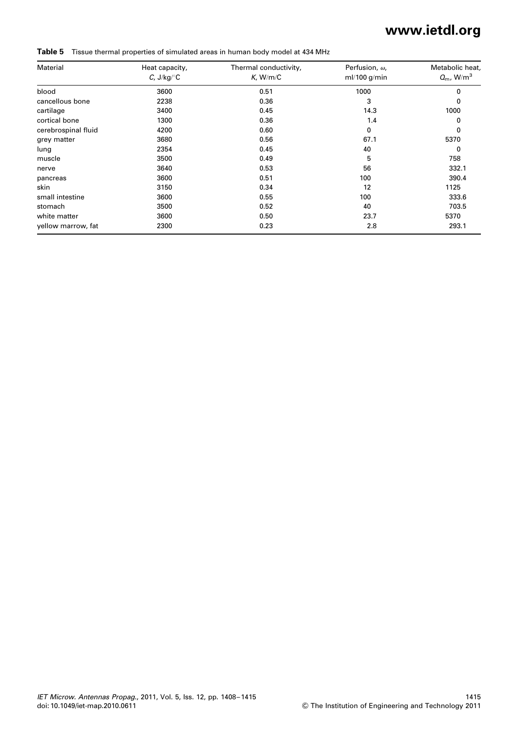**Table 5** Tissue thermal properties of simulated areas in human body model at 434 MHz

| Material | Heat capacity, $C$, J/kg/°C | Thermal conductivity, $K$, W/m/C | Perfusion, $\omega$, ml/100 g/min | Metabolic heat, $Q_m$, W/m$^3$ |
|---|---|---|---|---|
| blood | 3600 | 0.51 | 1000 | 0 |
| cancellous bone | 2238 | 0.36 | 3 | 0 |
| cartilage | 3400 | 0.45 | 14.3 | 1000 |
| cortical bone | 1300 | 0.36 | 1.4 | 0 |
| cerebrospinal fluid | 4200 | 0.60 | 0 | 0 |
| grey matter | 3680 | 0.56 | 67.1 | 5370 |
| lung | 2354 | 0.45 | 40 | 0 |
| muscle | 3500 | 0.49 | 5 | 758 |
| nerve | 3640 | 0.53 | 56 | 332.1 |
| pancreas | 3600 | 0.51 | 100 | 390.4 |
| skin | 3150 | 0.34 | 12 | 1125 |
| small intestine | 3600 | 0.55 | 100 | 333.6 |
| stomach | 3500 | 0.52 | 40 | 703.5 |
| white matter | 3600 | 0.50 | 23.7 | 5370 |
| yellow marrow, fat | 2300 | 0.23 | 2.8 | 293.1 |